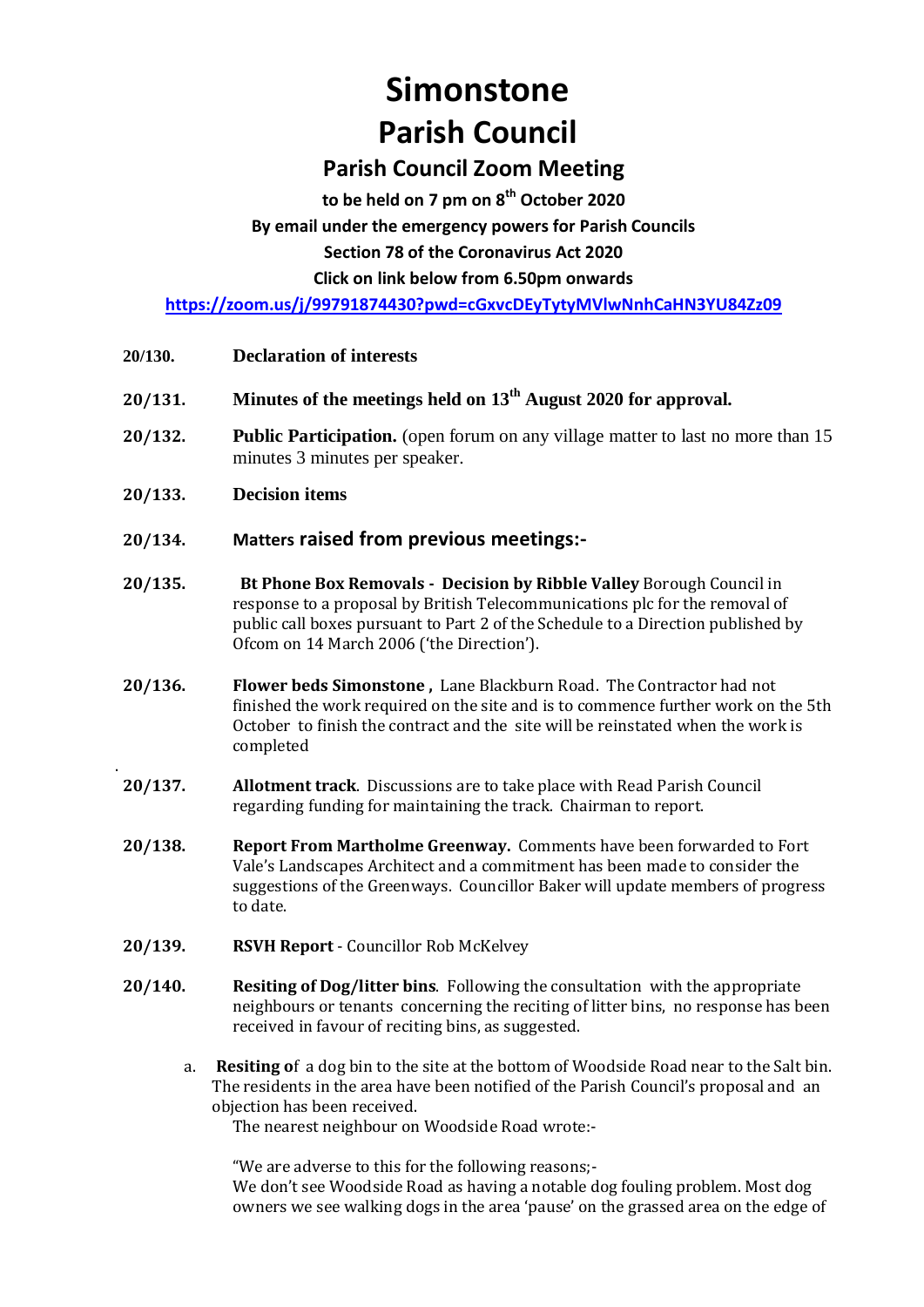# Simonstone

# Parish Council

## Parish Council Zoom Meeting

**to be held on 7 pm on 8th October 2020**

**By email under the emergency powers for Parish Councils**

**Section 78 of the Coronavirus Act 2020**

**Click on link below from 6.50pm onwards**

**https://zoom.us/j/99791874430?pwd=cGxvcDEyTytyMVlwNnhCaHN3YU84Zz09**

**20/130.** **Declaration of interests**

**20/131.** **Minutes of the meetings held on 13th August 2020 for approval.**

**20/132.** **Public Participation.** (open forum on any village matter to last no more than 15 minutes 3 minutes per speaker.

**20/133.** **Decision items**

**20/134.** **Matters raised from previous meetings:-**

**20/135.** **Bt Phone Box Removals - Decision by Ribble Valley** Borough Council in response to a proposal by British Telecommunications plc for the removal of public call boxes pursuant to Part 2 of the Schedule to a Direction published by Ofcom on 14 March 2006 ('the Direction').

**20/136.** **Flower beds Simonstone ,** Lane Blackburn Road. The Contractor had not finished the work required on the site and is to commence further work on the 5th October to finish the contract and the site will be reinstated when the work is completed

**20/137.** **Allotment track**. Discussions are to take place with Read Parish Council regarding funding for maintaining the track. Chairman to report.

**20/138.** **Report From Martholme Greenway.** Comments have been forwarded to Fort Vale's Landscapes Architect and a commitment has been made to consider the suggestions of the Greenways. Councillor Baker will update members of progress to date.

**20/139.** **RSVH Report** - Councillor Rob McKelvey

**20/140.** **Resiting of Dog/litter bins**. Following the consultation with the appropriate neighbours or tenants concerning the reciting of litter bins, no response has been received in favour of reciting bins, as suggested.

a. **Resiting of** a dog bin to the site at the bottom of Woodside Road near to the Salt bin. The residents in the area have been notified of the Parish Council's proposal and an objection has been received.

The nearest neighbour on Woodside Road wrote:-

"We are adverse to this for the following reasons;-
We don't see Woodside Road as having a notable dog fouling problem. Most dog owners we see walking dogs in the area 'pause' on the grassed area on the edge of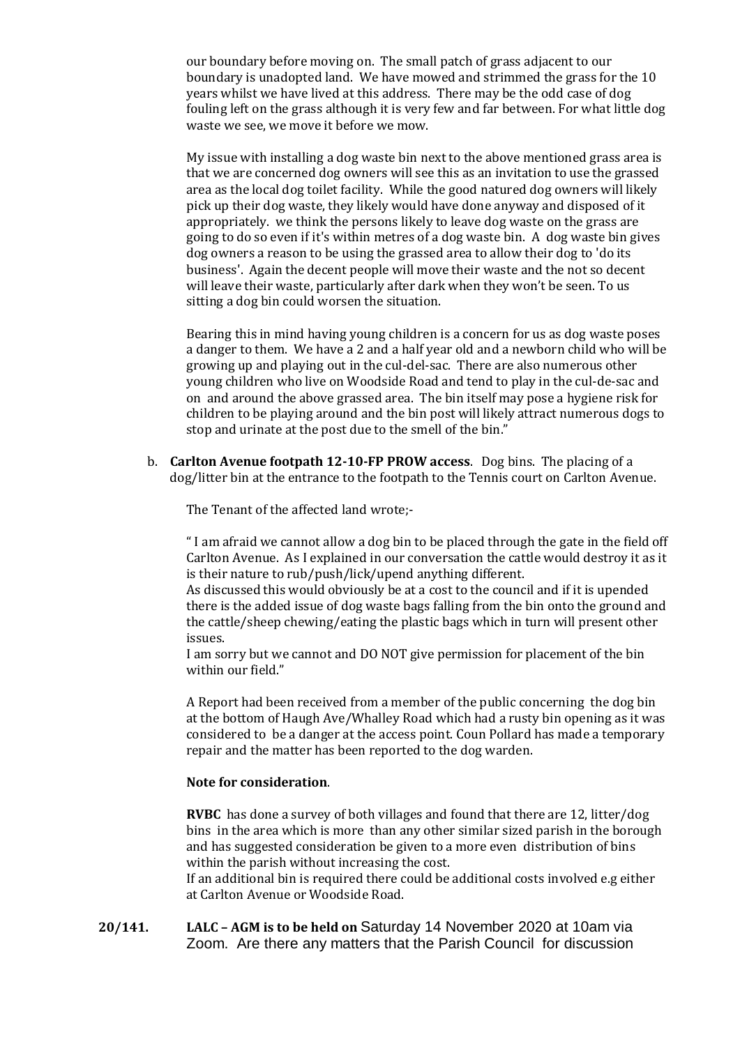our boundary before moving on. The small patch of grass adjacent to our boundary is unadopted land. We have mowed and strimmed the grass for the 10 years whilst we have lived at this address. There may be the odd case of dog fouling left on the grass although it is very few and far between. For what little dog waste we see, we move it before we mow.

My issue with installing a dog waste bin next to the above mentioned grass area is that we are concerned dog owners will see this as an invitation to use the grassed area as the local dog toilet facility. While the good natured dog owners will likely pick up their dog waste, they likely would have done anyway and disposed of it appropriately. we think the persons likely to leave dog waste on the grass are going to do so even if it's within metres of a dog waste bin. A dog waste bin gives dog owners a reason to be using the grassed area to allow their dog to 'do its business'. Again the decent people will move their waste and the not so decent will leave their waste, particularly after dark when they won't be seen. To us sitting a dog bin could worsen the situation.

Bearing this in mind having young children is a concern for us as dog waste poses a danger to them. We have a 2 and a half year old and a newborn child who will be growing up and playing out in the cul-del-sac. There are also numerous other young children who live on Woodside Road and tend to play in the cul-de-sac and on and around the above grassed area. The bin itself may pose a hygiene risk for children to be playing around and the bin post will likely attract numerous dogs to stop and urinate at the post due to the smell of the bin."

b. **Carlton Avenue footpath 12-10-FP PROW access**. Dog bins. The placing of a dog/litter bin at the entrance to the footpath to the Tennis court on Carlton Avenue.

The Tenant of the affected land wrote;-

" I am afraid we cannot allow a dog bin to be placed through the gate in the field off Carlton Avenue. As I explained in our conversation the cattle would destroy it as it is their nature to rub/push/lick/upend anything different.
As discussed this would obviously be at a cost to the council and if it is upended there is the added issue of dog waste bags falling from the bin onto the ground and the cattle/sheep chewing/eating the plastic bags which in turn will present other issues.
I am sorry but we cannot and DO NOT give permission for placement of the bin within our field."

A Report had been received from a member of the public concerning the dog bin at the bottom of Haugh Ave/Whalley Road which had a rusty bin opening as it was considered to be a danger at the access point. Coun Pollard has made a temporary repair and the matter has been reported to the dog warden.

**Note for consideration**.

**RVBC** has done a survey of both villages and found that there are 12, litter/dog bins in the area which is more than any other similar sized parish in the borough and has suggested consideration be given to a more even distribution of bins within the parish without increasing the cost.
If an additional bin is required there could be additional costs involved e.g either at Carlton Avenue or Woodside Road.

**20/141.** **LALC – AGM is to be held on** Saturday 14 November 2020 at 10am via Zoom. Are there any matters that the Parish Council for discussion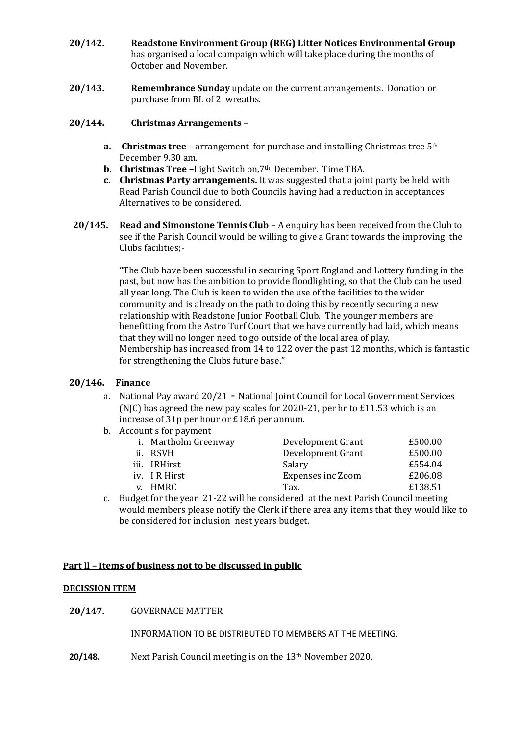**20/142. Readstone Environment Group (REG) Litter Notices Environmental Group** has organised a local campaign which will take place during the months of October and November.

**20/143. Remembrance Sunday** update on the current arrangements. Donation or purchase from BL of 2 wreaths.

**20/144. Christmas Arrangements –**

- **a. Christmas tree –** arrangement for purchase and installing Christmas tree 5th December 9.30 am.
- **b. Christmas Tree –**Light Switch on,7th December. Time TBA.
- **c. Christmas Party arrangements.** It was suggested that a joint party be held with Read Parish Council due to both Councils having had a reduction in acceptances. Alternatives to be considered.

**20/145. Read and Simonstone Tennis Club** – A enquiry has been received from the Club to see if the Parish Council would be willing to give a Grant towards the improving the Clubs facilities;-

"The Club have been successful in securing Sport England and Lottery funding in the past, but now has the ambition to provide floodlighting, so that the Club can be used all year long. The Club is keen to widen the use of the facilities to the wider community and is already on the path to doing this by recently securing a new relationship with Readstone Junior Football Club. The younger members are benefitting from the Astro Turf Court that we have currently had laid, which means that they will no longer need to go outside of the local area of play. Membership has increased from 14 to 122 over the past 12 months, which is fantastic for strengthening the Clubs future base."

**20/146. Finance**

a. National Pay award 20/21 - National Joint Council for Local Government Services (NJC) has agreed the new pay scales for 2020-21, per hr to £11.53 which is an increase of 31p per hour or £18.6 per annum.

b. Account s for payment

| | | | |
|---|---|---|---|
| i. | Martholm Greenway | Development Grant | £500.00 |
| ii. | RSVH | Development Grant | £500.00 |
| iii. | IRHirst | Salary | £554.04 |
| iv. | I R Hirst | Expenses inc Zoom | £206.08 |
| v. | HMRC | Tax. | £138.51 |

c. Budget for the year 21-22 will be considered at the next Parish Council meeting would members please notify the Clerk if there area any items that they would like to be considered for inclusion nest years budget.

**Part ll – Items of business not to be discussed in public**

**DECISSION ITEM**

**20/147.** GOVERNACE MATTER

INFORMATION TO BE DISTRIBUTED TO MEMBERS AT THE MEETING.

**20/148.** Next Parish Council meeting is on the 13th November 2020.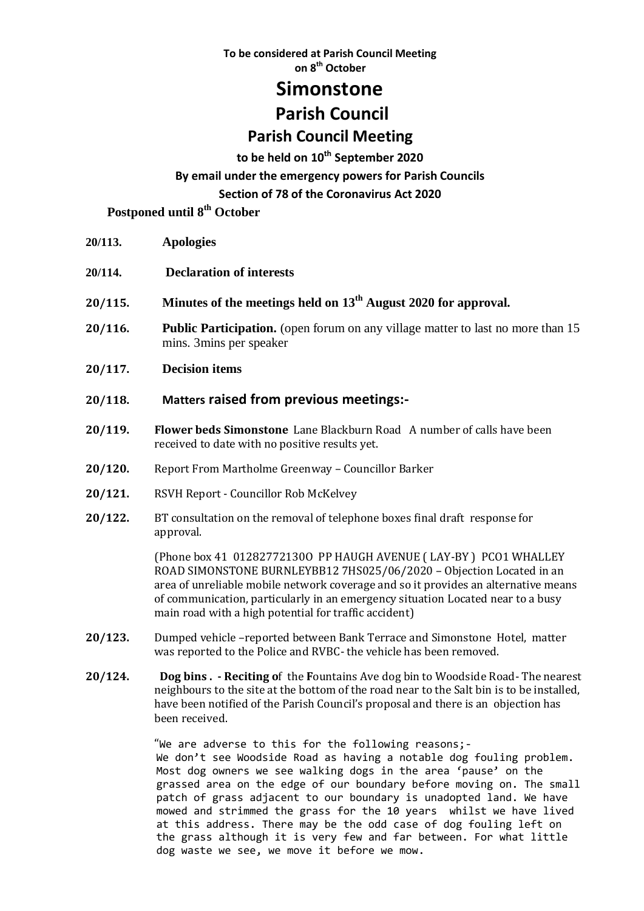**To be considered at Parish Council Meeting on 8th October**

# Simonstone

## Parish Council

### Parish Council Meeting

**to be held on 10th September 2020**

**By email under the emergency powers for Parish Councils**

**Section of 78 of the Coronavirus Act 2020**

**Postponed until 8th October**

**20/113. Apologies**

**20/114. Declaration of interests**

**20/115. Minutes of the meetings held on 13th August 2020 for approval.**

**20/116. Public Participation.** (open forum on any village matter to last no more than 15 mins. 3mins per speaker

**20/117. Decision items**

**20/118. Matters raised from previous meetings:-**

**20/119. Flower beds Simonstone** Lane Blackburn Road A number of calls have been received to date with no positive results yet.

**20/120.** Report From Martholme Greenway – Councillor Barker

**20/121.** RSVH Report - Councillor Rob McKelvey

**20/122.** BT consultation on the removal of telephone boxes final draft response for approval.

(Phone box 41 01282772130O PP HAUGH AVENUE ( LAY-BY ) PCO1 WHALLEY ROAD SIMONSTONE BURNLEYBB12 7HS025/06/2020 – Objection Located in an area of unreliable mobile network coverage and so it provides an alternative means of communication, particularly in an emergency situation Located near to a busy main road with a high potential for traffic accident)

**20/123.** Dumped vehicle –reported between Bank Terrace and Simonstone Hotel, matter was reported to the Police and RVBC- the vehicle has been removed.

**20/124. Dog bins . - Reciting o**f the **F**ountains Ave dog bin to Woodside Road- The nearest neighbours to the site at the bottom of the road near to the Salt bin is to be installed, have been notified of the Parish Council's proposal and there is an objection has been received.

"We are adverse to this for the following reasons;-
We don't see Woodside Road as having a notable dog fouling problem. Most dog owners we see walking dogs in the area 'pause' on the grassed area on the edge of our boundary before moving on. The small patch of grass adjacent to our boundary is unadopted land. We have mowed and strimmed the grass for the 10 years whilst we have lived at this address. There may be the odd case of dog fouling left on the grass although it is very few and far between. For what little dog waste we see, we move it before we mow.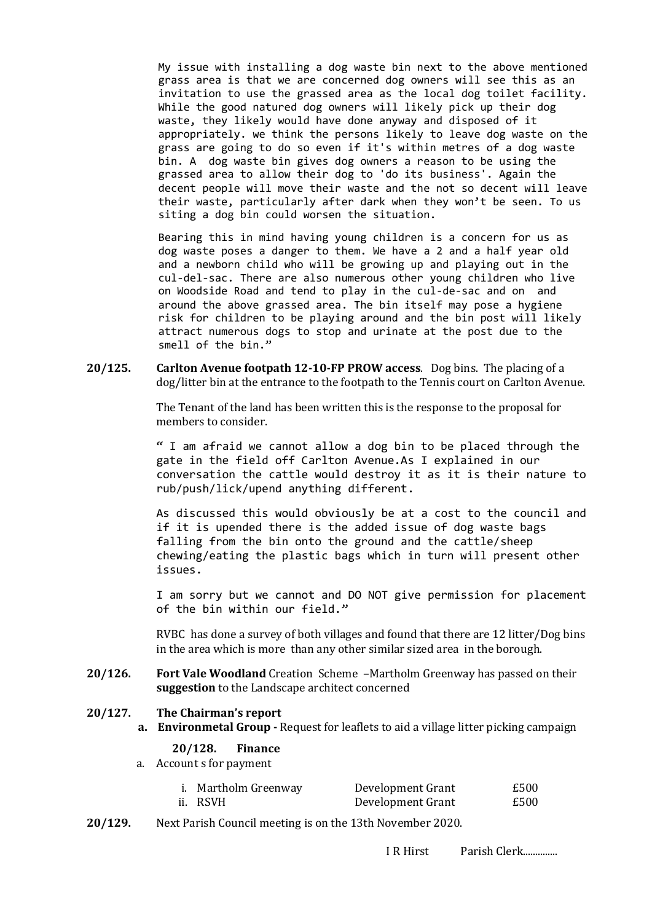My issue with installing a dog waste bin next to the above mentioned grass area is that we are concerned dog owners will see this as an invitation to use the grassed area as the local dog toilet facility. While the good natured dog owners will likely pick up their dog waste, they likely would have done anyway and disposed of it appropriately. we think the persons likely to leave dog waste on the grass are going to do so even if it's within metres of a dog waste bin. A dog waste bin gives dog owners a reason to be using the grassed area to allow their dog to 'do its business'. Again the decent people will move their waste and the not so decent will leave their waste, particularly after dark when they won't be seen. To us siting a dog bin could worsen the situation.

Bearing this in mind having young children is a concern for us as dog waste poses a danger to them. We have a 2 and a half year old and a newborn child who will be growing up and playing out in the cul-del-sac. There are also numerous other young children who live on Woodside Road and tend to play in the cul-de-sac and on and around the above grassed area. The bin itself may pose a hygiene risk for children to be playing around and the bin post will likely attract numerous dogs to stop and urinate at the post due to the smell of the bin."

**20/125. Carlton Avenue footpath 12-10-FP PROW access**. Dog bins. The placing of a dog/litter bin at the entrance to the footpath to the Tennis court on Carlton Avenue.

The Tenant of the land has been written this is the response to the proposal for members to consider.

" I am afraid we cannot allow a dog bin to be placed through the gate in the field off Carlton Avenue.As I explained in our conversation the cattle would destroy it as it is their nature to rub/push/lick/upend anything different.

As discussed this would obviously be at a cost to the council and if it is upended there is the added issue of dog waste bags falling from the bin onto the ground and the cattle/sheep chewing/eating the plastic bags which in turn will present other issues.

I am sorry but we cannot and DO NOT give permission for placement of the bin within our field."

RVBC has done a survey of both villages and found that there are 12 litter/Dog bins in the area which is more than any other similar sized area in the borough.

**20/126. Fort Vale Woodland** Creation Scheme –Martholm Greenway has passed on their **suggestion** to the Landscape architect concerned

**20/127. The Chairman's report**

**a. Environmetal Group -** Request for leaflets to aid a village litter picking campaign

**20/128. Finance**

a. Account s for payment

| | | |
|---|---|---|
| i. Martholm Greenway | Development Grant | £500 |
| ii. RSVH | Development Grant | £500 |

**20/129.** Next Parish Council meeting is on the 13th November 2020.

I R Hirst Parish Clerk..............